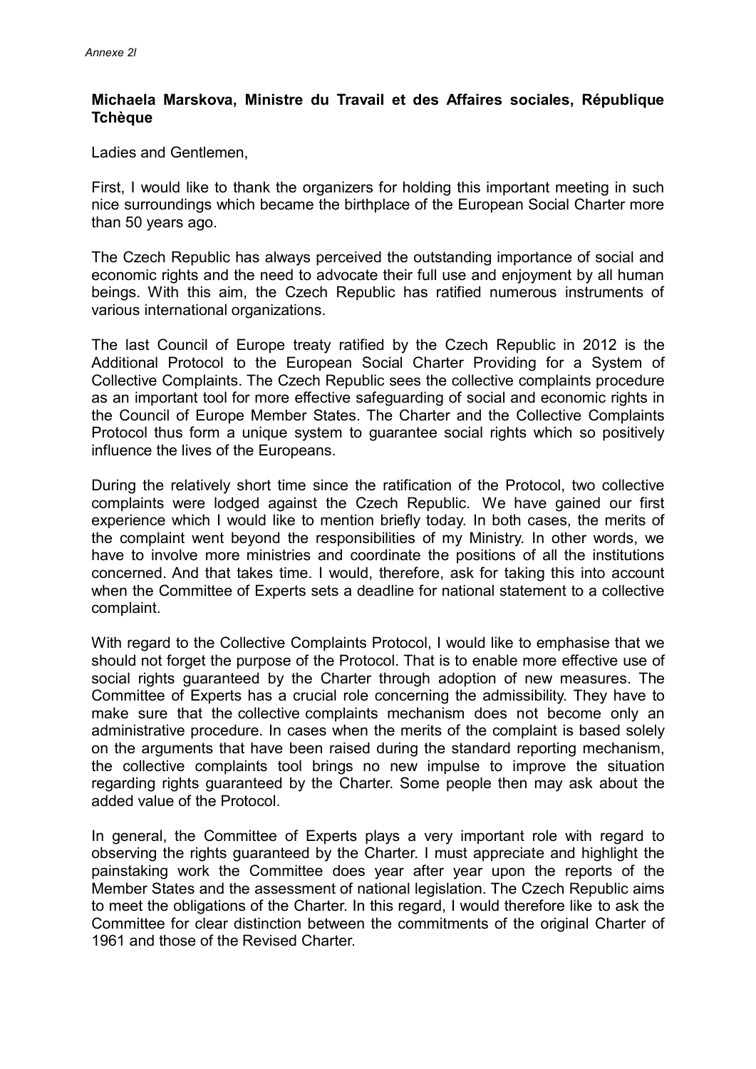*Annexe 2l*

**Michaela Marskova, Ministre du Travail et des Affaires sociales, République Tchèque**

Ladies and Gentlemen,

First, I would like to thank the organizers for holding this important meeting in such nice surroundings which became the birthplace of the European Social Charter more than 50 years ago.

The Czech Republic has always perceived the outstanding importance of social and economic rights and the need to advocate their full use and enjoyment by all human beings. With this aim, the Czech Republic has ratified numerous instruments of various international organizations.

The last Council of Europe treaty ratified by the Czech Republic in 2012 is the Additional Protocol to the European Social Charter Providing for a System of Collective Complaints. The Czech Republic sees the collective complaints procedure as an important tool for more effective safeguarding of social and economic rights in the Council of Europe Member States. The Charter and the Collective Complaints Protocol thus form a unique system to guarantee social rights which so positively influence the lives of the Europeans.

During the relatively short time since the ratification of the Protocol, two collective complaints were lodged against the Czech Republic. We have gained our first experience which I would like to mention briefly today. In both cases, the merits of the complaint went beyond the responsibilities of my Ministry. In other words, we have to involve more ministries and coordinate the positions of all the institutions concerned. And that takes time. I would, therefore, ask for taking this into account when the Committee of Experts sets a deadline for national statement to a collective complaint.

With regard to the Collective Complaints Protocol, I would like to emphasise that we should not forget the purpose of the Protocol. That is to enable more effective use of social rights guaranteed by the Charter through adoption of new measures. The Committee of Experts has a crucial role concerning the admissibility. They have to make sure that the collective complaints mechanism does not become only an administrative procedure. In cases when the merits of the complaint is based solely on the arguments that have been raised during the standard reporting mechanism, the collective complaints tool brings no new impulse to improve the situation regarding rights guaranteed by the Charter. Some people then may ask about the added value of the Protocol.

In general, the Committee of Experts plays a very important role with regard to observing the rights guaranteed by the Charter. I must appreciate and highlight the painstaking work the Committee does year after year upon the reports of the Member States and the assessment of national legislation. The Czech Republic aims to meet the obligations of the Charter. In this regard, I would therefore like to ask the Committee for clear distinction between the commitments of the original Charter of 1961 and those of the Revised Charter.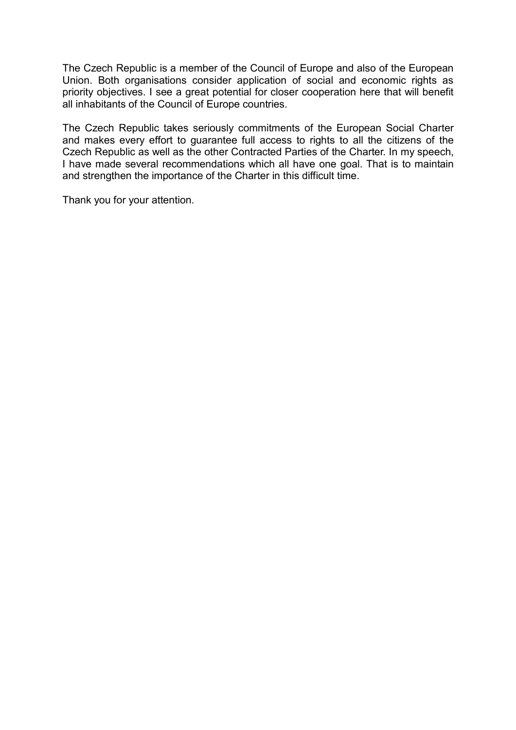The Czech Republic is a member of the Council of Europe and also of the European Union. Both organisations consider application of social and economic rights as priority objectives. I see a great potential for closer cooperation here that will benefit all inhabitants of the Council of Europe countries.

The Czech Republic takes seriously commitments of the European Social Charter and makes every effort to guarantee full access to rights to all the citizens of the Czech Republic as well as the other Contracted Parties of the Charter. In my speech, I have made several recommendations which all have one goal. That is to maintain and strengthen the importance of the Charter in this difficult time.

Thank you for your attention.